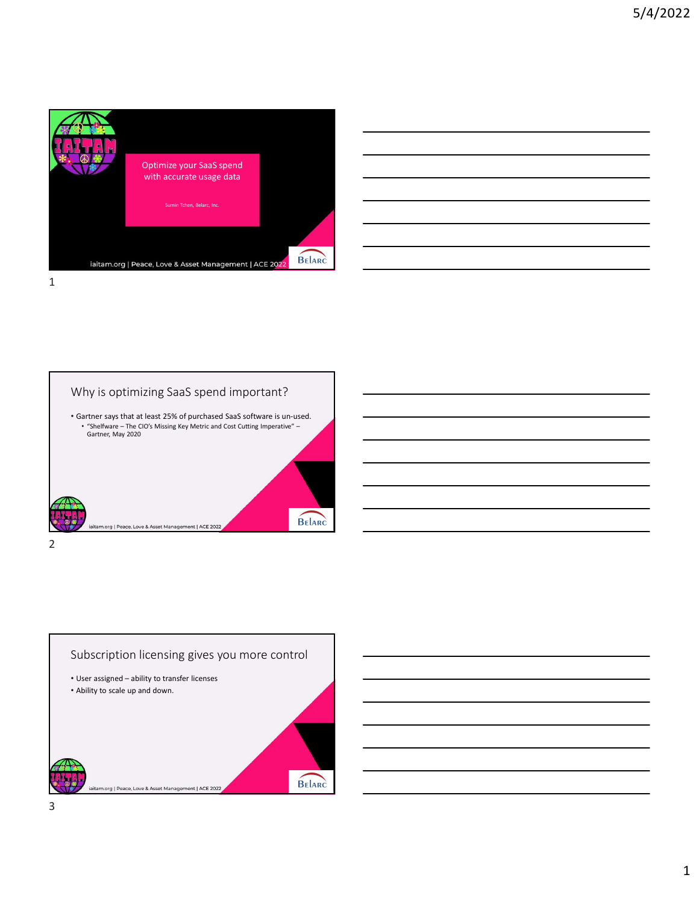# Optimize your SaaS spend with accurate usage data

Sumin Tchen, Belarc, Inc.

iaitam.org | Peace, Love & Asset Management | ACE 2022

## Why is optimizing SaaS spend important?

- Gartner says that at least 25% of purchased SaaS software is un-used.
  - "Shelfware – The CIO's Missing Key Metric and Cost Cutting Imperative" – Gartner, May 2020

## Subscription licensing gives you more control

- User assigned – ability to transfer licenses
- Ability to scale up and down.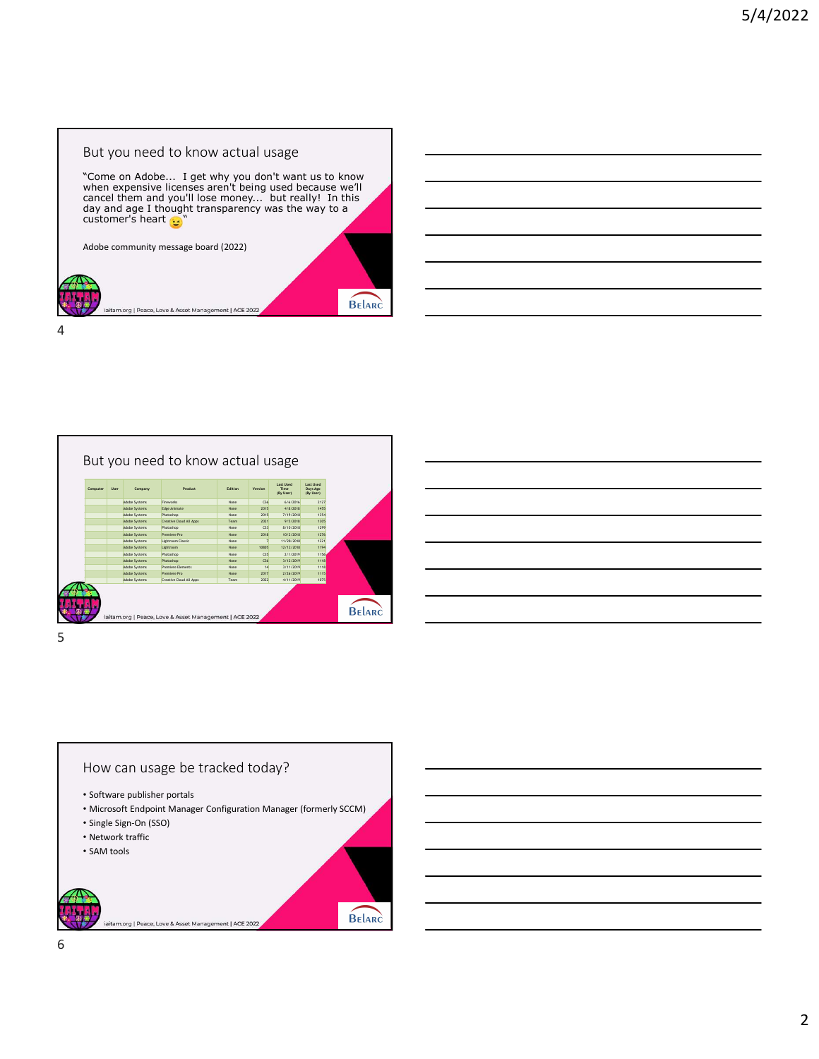## But you need to know actual usage

"Come on Adobe... I get why you don't want us to know when expensive licenses aren't being used because we'll cancel them and you'll lose money... but really! In this day and age I thought transparency was the way to a customer's heart 😉"

Adobe community message board (2022)

iaitam.org | Peace, Love & Asset Management | ACE 2022

## But you need to know actual usage

| Computer | User | Company | Product | Edition | Version | Last Used Time (By User) | Last Used Days Ago (By User) |
|---|---|---|---|---|---|---|---|
| | | Adobe Systems | Fireworks | None | CS6 | 6/6/2016 | 2127 |
| | | Adobe Systems | Edge Animate | None | 2015 | 4/8/2018 | 1455 |
| | | Adobe Systems | Photoshop | None | 2015 | 7/19/2018 | 1354 |
| | | Adobe Systems | Creative Cloud All Apps | Team | 2021 | 9/5/2018 | 1305 |
| | | Adobe Systems | Photoshop | None | CS3 | 8/10/2018 | 1299 |
| | | Adobe Systems | Premiere Pro | None | 2018 | 10/2/2018 | 1276 |
| | | Adobe Systems | Lightroom Classic | None | 7 | 11/28/2018 | 1221 |
| | | Adobe Systems | Lightroom | None | 10805 | 12/12/2018 | 1194 |
| | | Adobe Systems | Photoshop | None | CS5 | 2/1/2019 | 1156 |
| | | Adobe Systems | Photoshop | None | CS6 | 3/12/2019 | 1118 |
| | | Adobe Systems | Premiere Elements | None | 14 | 3/11/2019 | 1118 |
| | | Adobe Systems | Premiere Pro | None | 2017 | 2/26/2019 | 1115 |
| | | Adobe Systems | Creative Cloud All Apps | Team | 2022 | 4/11/2019 | 1075 |

iaitam.org | Peace, Love & Asset Management | ACE 2022

## How can usage be tracked today?

- Software publisher portals
- Microsoft Endpoint Manager Configuration Manager (formerly SCCM)
- Single Sign-On (SSO)
- Network traffic
- SAM tools

iaitam.org | Peace, Love & Asset Management | ACE 2022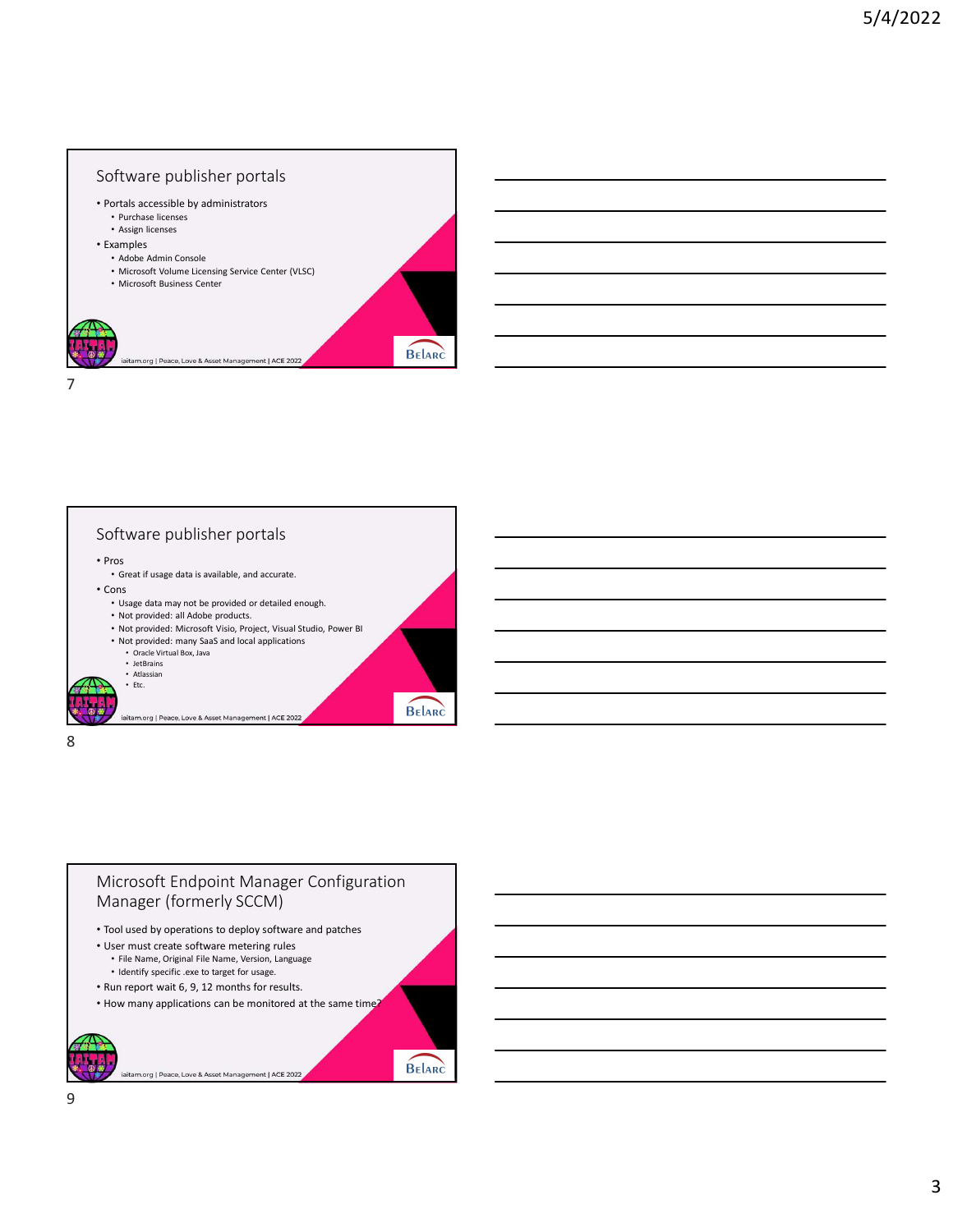## Software publisher portals

- Portals accessible by administrators
  - Purchase licenses
  - Assign licenses
- Examples
  - Adobe Admin Console
  - Microsoft Volume Licensing Service Center (VLSC)
  - Microsoft Business Center

iaitam.org | Peace, Love & Asset Management | ACE 2022

## Software publisher portals

- Pros
  - Great if usage data is available, and accurate.
- Cons
  - Usage data may not be provided or detailed enough.
  - Not provided: all Adobe products.
  - Not provided: Microsoft Visio, Project, Visual Studio, Power BI
  - Not provided: many SaaS and local applications
    - Oracle Virtual Box, Java
    - JetBrains
    - Atlassian
    - Etc.

iaitam.org | Peace, Love & Asset Management | ACE 2022

## Microsoft Endpoint Manager Configuration Manager (formerly SCCM)

- Tool used by operations to deploy software and patches
- User must create software metering rules
  - File Name, Original File Name, Version, Language
  - Identify specific .exe to target for usage.
- Run report wait 6, 9, 12 months for results.
- How many applications can be monitored at the same time?

iaitam.org | Peace, Love & Asset Management | ACE 2022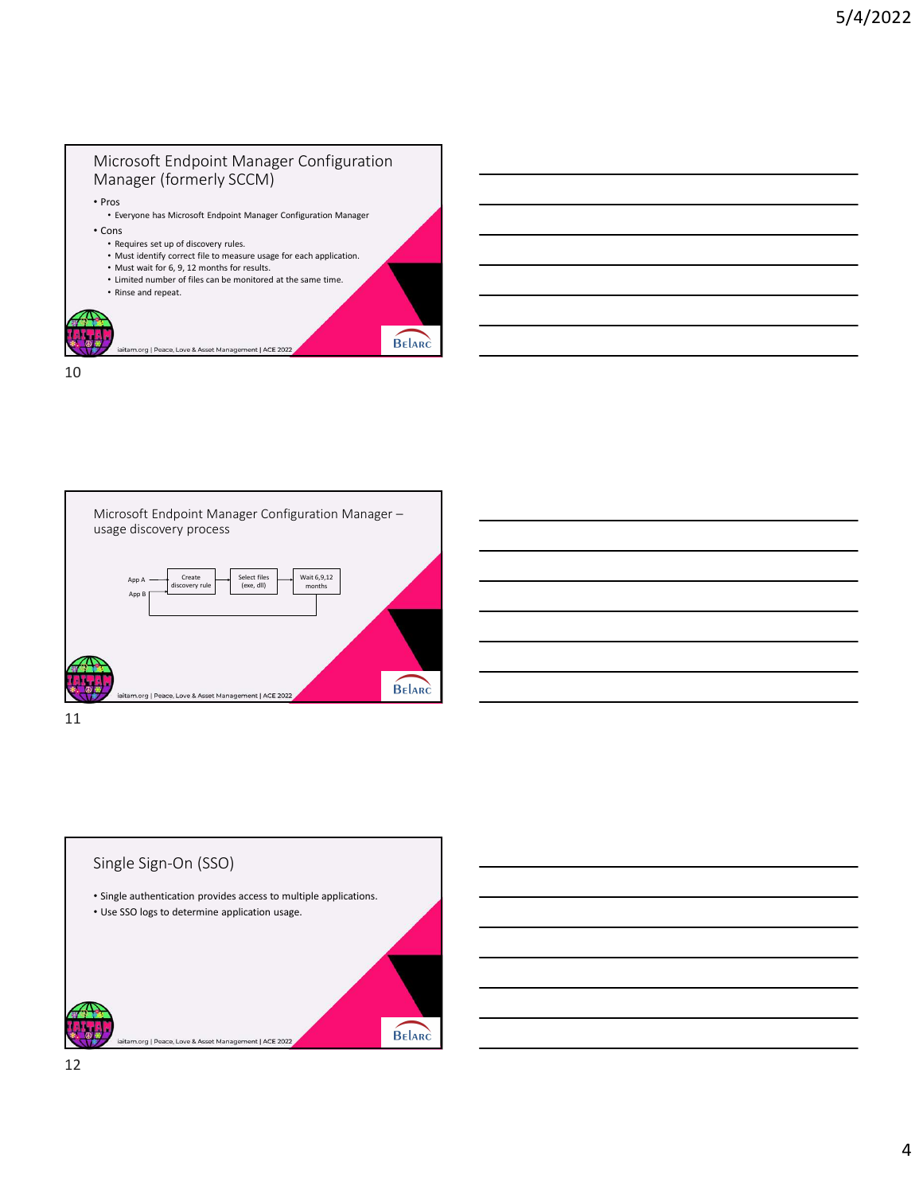## Microsoft Endpoint Manager Configuration Manager (formerly SCCM)

- Pros
  - Everyone has Microsoft Endpoint Manager Configuration Manager
- Cons
  - Requires set up of discovery rules.
  - Must identify correct file to measure usage for each application.
  - Must wait for 6, 9, 12 months for results.
  - Limited number of files can be monitored at the same time.
  - Rinse and repeat.

iaitam.org | Peace, Love & Asset Management | ACE 2022

## Microsoft Endpoint Manager Configuration Manager – usage discovery process

App A → Create discovery rule → Select files (exe, dll) → Wait 6,9,12 months

App B

iaitam.org | Peace, Love & Asset Management | ACE 2022

## Single Sign-On (SSO)

- Single authentication provides access to multiple applications.
- Use SSO logs to determine application usage.

iaitam.org | Peace, Love & Asset Management | ACE 2022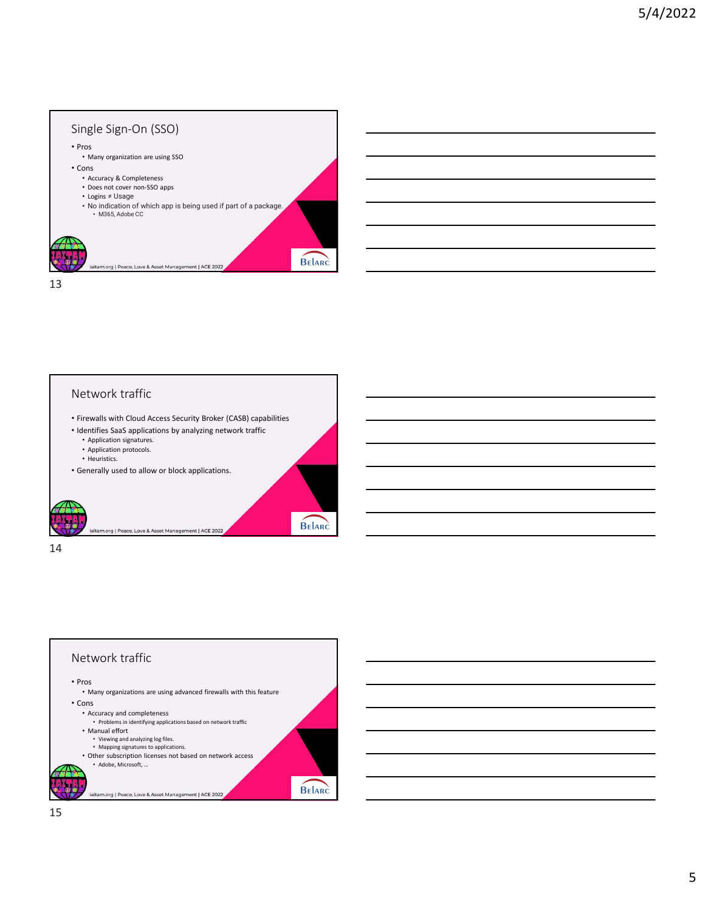## Single Sign-On (SSO)

- Pros
  - Many organization are using SSO
- Cons
  - Accuracy & Completeness
  - Does not cover non-SSO apps
  - Logins ≠ Usage
  - No indication of which app is being used if part of a package.
    - M365, Adobe CC

iaitam.org | Peace, Love & Asset Management | ACE 2022

## Network traffic

- Firewalls with Cloud Access Security Broker (CASB) capabilities
- Identifies SaaS applications by analyzing network traffic
  - Application signatures.
  - Application protocols.
  - Heuristics.
- Generally used to allow or block applications.

iaitam.org | Peace, Love & Asset Management | ACE 2022

## Network traffic

- Pros
  - Many organizations are using advanced firewalls with this feature
- Cons
  - Accuracy and completeness
    - Problems in identifying applications based on network traffic
  - Manual effort
    - Viewing and analyzing log files.
    - Mapping signatures to applications.
  - Other subscription licenses not based on network access
    - Adobe, Microsoft, …

iaitam.org | Peace, Love & Asset Management | ACE 2022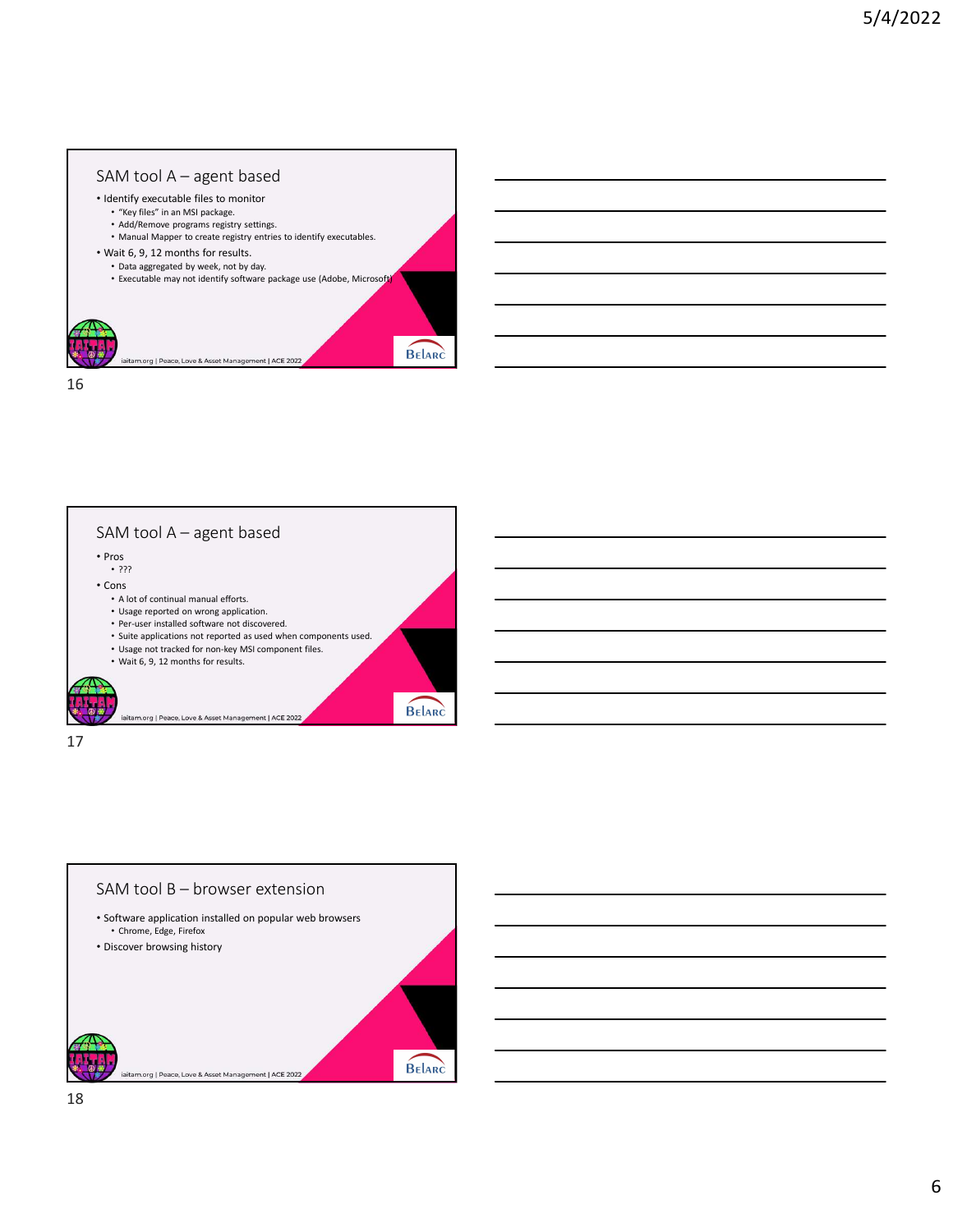## SAM tool A – agent based

- Identify executable files to monitor
  - "Key files" in an MSI package.
  - Add/Remove programs registry settings.
  - Manual Mapper to create registry entries to identify executables.
- Wait 6, 9, 12 months for results.
  - Data aggregated by week, not by day.
  - Executable may not identify software package use (Adobe, Microsoft)

iaitam.org | Peace, Love & Asset Management | ACE 2022

16

## SAM tool A – agent based

- Pros
  - ???
- Cons
  - A lot of continual manual efforts.
  - Usage reported on wrong application.
  - Per-user installed software not discovered.
  - Suite applications not reported as used when components used.
  - Usage not tracked for non-key MSI component files.
  - Wait 6, 9, 12 months for results.

iaitam.org | Peace, Love & Asset Management | ACE 2022

17

## SAM tool B – browser extension

- Software application installed on popular web browsers
  - Chrome, Edge, Firefox
- Discover browsing history

iaitam.org | Peace, Love & Asset Management | ACE 2022

18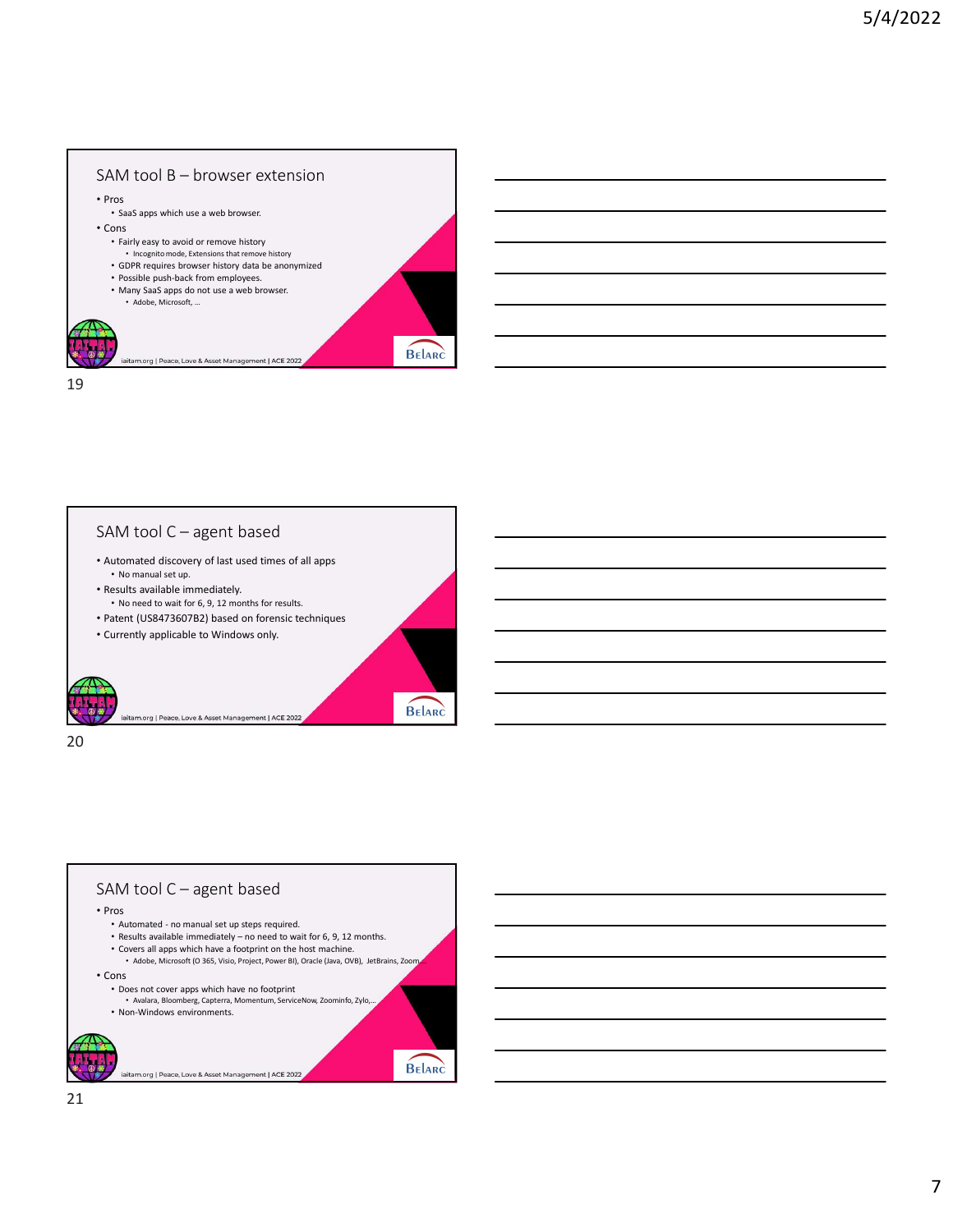## SAM tool B – browser extension

- Pros
  - SaaS apps which use a web browser.
- Cons
  - Fairly easy to avoid or remove history
    - Incognito mode, Extensions that remove history
  - GDPR requires browser history data be anonymized
  - Possible push-back from employees.
  - Many SaaS apps do not use a web browser.
    - Adobe, Microsoft, …

iaitam.org | Peace, Love & Asset Management | ACE 2022

## SAM tool C – agent based

- Automated discovery of last used times of all apps
  - No manual set up.
- Results available immediately.
  - No need to wait for 6, 9, 12 months for results.
- Patent (US8473607B2) based on forensic techniques
- Currently applicable to Windows only.

iaitam.org | Peace, Love & Asset Management | ACE 2022

## SAM tool C – agent based

- Pros
  - Automated - no manual set up steps required.
  - Results available immediately – no need to wait for 6, 9, 12 months.
  - Covers all apps which have a footprint on the host machine.
    - Adobe, Microsoft (O 365, Visio, Project, Power BI), Oracle (Java, OVB), JetBrains, Zoom,…
- Cons
  - Does not cover apps which have no footprint
    - Avalara, Bloomberg, Capterra, Momentum, ServiceNow, Zoominfo, Zylo,…
  - Non-Windows environments.

iaitam.org | Peace, Love & Asset Management | ACE 2022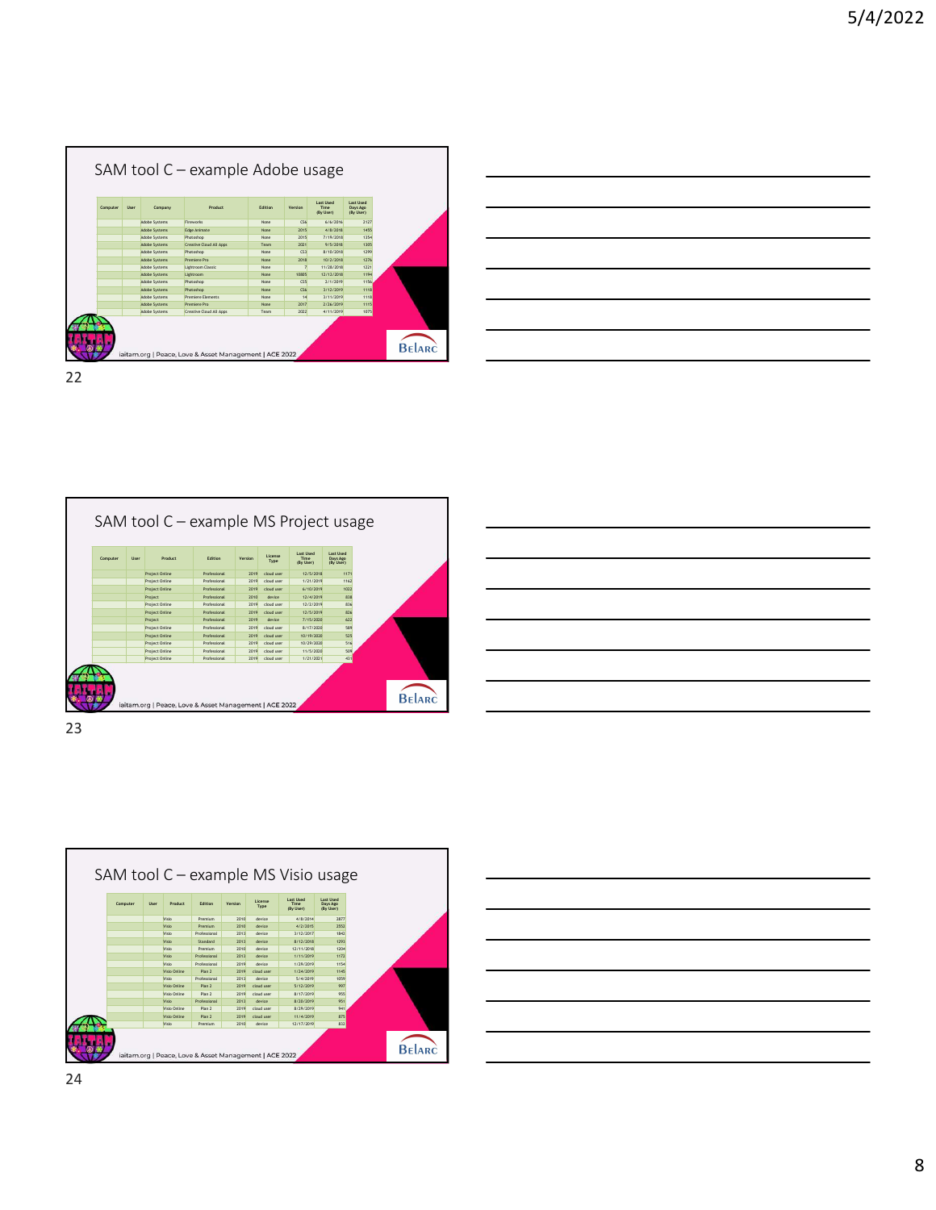## SAM tool C – example Adobe usage

| Computer | User | Company | Product | Edition | Version | Last Used Time (By User) | Last Used Days Ago (By User) |
|---|---|---|---|---|---|---|---|
| | | Adobe Systems | Fireworks | None | CS6 | 6/6/2016 | 2127 |
| | | Adobe Systems | Edge Animate | None | 2015 | 4/8/2018 | 1455 |
| | | Adobe Systems | Photoshop | None | 2015 | 7/19/2018 | 1354 |
| | | Adobe Systems | Creative Cloud All Apps | Team | 2021 | 9/5/2018 | 1305 |
| | | Adobe Systems | Photoshop | None | CS3 | 8/10/2018 | 1299 |
| | | Adobe Systems | Premiere Pro | None | 2018 | 10/2/2018 | 1276 |
| | | Adobe Systems | Lightroom Classic | None | 7 | 11/28/2018 | 1221 |
| | | Adobe Systems | Lightroom | None | 10885 | 12/12/2018 | 1194 |
| | | Adobe Systems | Photoshop | None | CS5 | 2/1/2019 | 1156 |
| | | Adobe Systems | Photoshop | None | CS6 | 3/12/2019 | 1118 |
| | | Adobe Systems | Premiere Elements | None | 14 | 3/11/2019 | 1118 |
| | | Adobe Systems | Premiere Pro | None | 2017 | 2/26/2019 | 1115 |
| | | Adobe Systems | Creative Cloud All Apps | Team | 2022 | 4/11/2019 | 1075 |

iaitam.org | Peace, Love & Asset Management | ACE 2022

Belarc

## SAM tool C – example MS Project usage

| Computer | User | Product | Edition | Version | License Type | Last Used Time (By User) | Last Used Days Ago (By User) |
|---|---|---|---|---|---|---|---|
| | | Project Online | Professional | 2019 | cloud user | 12/5/2018 | 1171 |
| | | Project Online | Professional | 2019 | cloud user | 1/21/2019 | 1162 |
| | | Project Online | Professional | 2019 | cloud user | 6/10/2019 | 1022 |
| | | Project | Professional | 2010 | device | 12/4/2019 | 838 |
| | | Project Online | Professional | 2019 | cloud user | 12/2/2019 | 836 |
| | | Project Online | Professional | 2019 | cloud user | 12/5/2019 | 826 |
| | | Project | Professional | 2019 | device | 7/15/2020 | 632 |
| | | Project Online | Professional | 2019 | cloud user | 8/17/2020 | 589 |
| | | Project Online | Professional | 2019 | cloud user | 10/19/2020 | 525 |
| | | Project Online | Professional | 2019 | cloud user | 10/29/2020 | 516 |
| | | Project Online | Professional | 2019 | cloud user | 11/5/2020 | 509 |
| | | Project Online | Professional | 2019 | cloud user | 1/21/2021 | 431 |

iaitam.org | Peace, Love & Asset Management | ACE 2022

Belarc

## SAM tool C – example MS Visio usage

| Computer | User | Product | Edition | Version | License Type | Last Used Time (By User) | Last Used Days Ago (By User) |
|---|---|---|---|---|---|---|---|
| | | Visio | Premium | 2010 | device | 4/8/2014 | 2877 |
| | | Visio | Premium | 2010 | device | 4/2/2015 | 2552 |
| | | Visio | Professional | 2013 | device | 3/12/2017 | 1842 |
| | | Visio | Standard | 2013 | device | 8/12/2018 | 1293 |
| | | Visio | Premium | 2010 | device | 12/11/2018 | 1204 |
| | | Visio | Professional | 2013 | device | 1/11/2019 | 1172 |
| | | Visio | Professional | 2019 | device | 1/29/2019 | 1154 |
| | | Visio Online | Plan 2 | 2019 | cloud user | 1/24/2019 | 1145 |
| | | Visio | Professional | 2013 | device | 5/4/2019 | 1059 |
| | | Visio Online | Plan 2 | 2019 | cloud user | 5/12/2019 | 997 |
| | | Visio Online | Plan 2 | 2019 | cloud user | 8/17/2019 | 955 |
| | | Visio | Professional | 2013 | device | 8/20/2019 | 951 |
| | | Visio Online | Plan 2 | 2019 | cloud user | 8/29/2019 | 941 |
| | | Visio Online | Plan 2 | 2019 | cloud user | 11/4/2019 | 875 |
| | | Visio | Premium | 2010 | device | 12/17/2019 | 832 |

iaitam.org | Peace, Love & Asset Management | ACE 2022

Belarc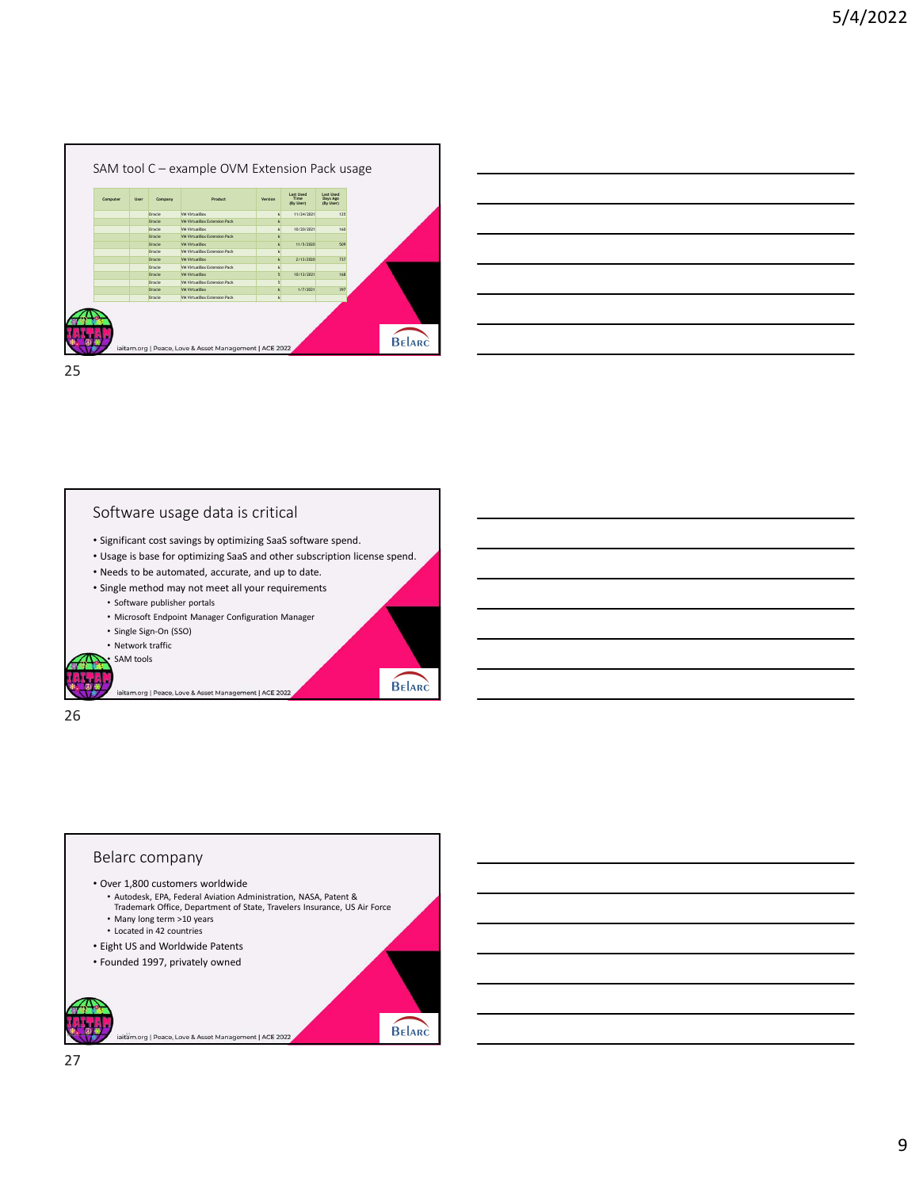## SAM tool C – example OVM Extension Pack usage

| Computer | User | Company | Product | Version | Last Used Time (By User) | Last Used Days Ago (By User) |
|---|---|---|---|---|---|---|
| | | Oracle | VM VirtualBox | 6 | 11/24/2021 | 125 |
| | | Oracle | VM VirtualBox Extension Pack | 6 | | |
| | | Oracle | VM VirtualBox | 6 | 10/20/2021 | 160 |
| | | Oracle | VM VirtualBox Extension Pack | 6 | | |
| | | Oracle | VM VirtualBox | 6 | 11/5/2020 | 509 |
| | | Oracle | VM VirtualBox Extension Pack | 6 | | |
| | | Oracle | VM VirtualBox | 6 | 2/13/2020 | 737 |
| | | Oracle | VM VirtualBox Extension Pack | 6 | | |
| | | Oracle | VM VirtualBox | 5 | 10/13/2021 | 168 |
| | | Oracle | VM VirtualBox Extension Pack | 5 | | |
| | | Oracle | VM VirtualBox | 6 | 1/7/2021 | 397 |
| | | Oracle | VM VirtualBox Extension Pack | 6 | | |

iaitam.org | Peace, Love & Asset Management | ACE 2022

## Software usage data is critical

- Significant cost savings by optimizing SaaS software spend.
- Usage is base for optimizing SaaS and other subscription license spend.
- Needs to be automated, accurate, and up to date.
- Single method may not meet all your requirements
  - Software publisher portals
  - Microsoft Endpoint Manager Configuration Manager
  - Single Sign-On (SSO)
  - Network traffic
  - SAM tools

iaitam.org | Peace, Love & Asset Management | ACE 2022

## Belarc company

- Over 1,800 customers worldwide
  - Autodesk, EPA, Federal Aviation Administration, NASA, Patent & Trademark Office, Department of State, Travelers Insurance, US Air Force
  - Many long term >10 years
  - Located in 42 countries
- Eight US and Worldwide Patents
- Founded 1997, privately owned

iaitam.org | Peace, Love & Asset Management | ACE 2022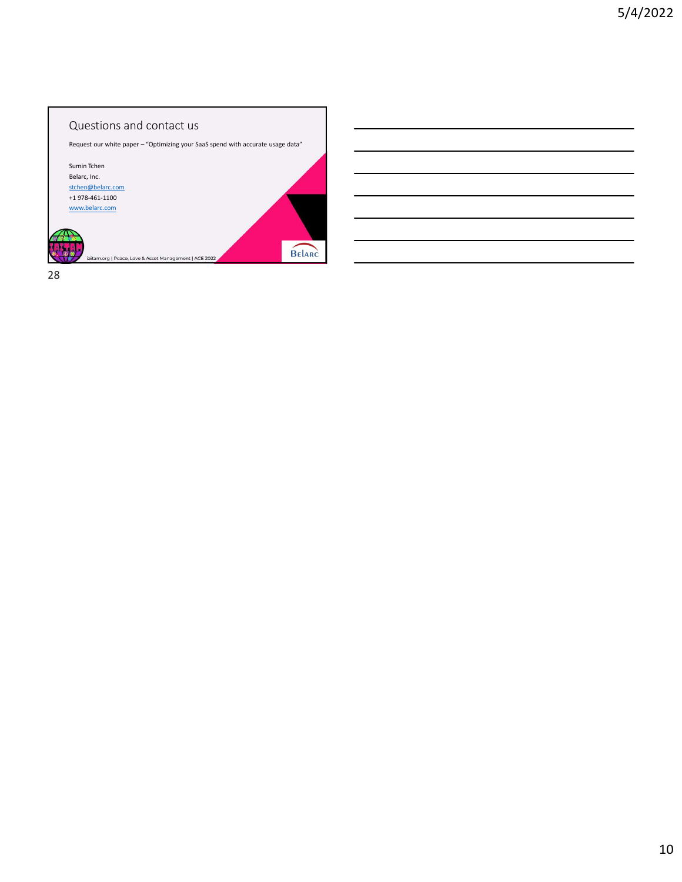## Questions and contact us

Request our white paper – "Optimizing your SaaS spend with accurate usage data"

Sumin Tchen
Belarc, Inc.
stchen@belarc.com
+1 978-461-1100
www.belarc.com

iaitam.org | Peace, Love & Asset Management | ACE 2022

BELARC